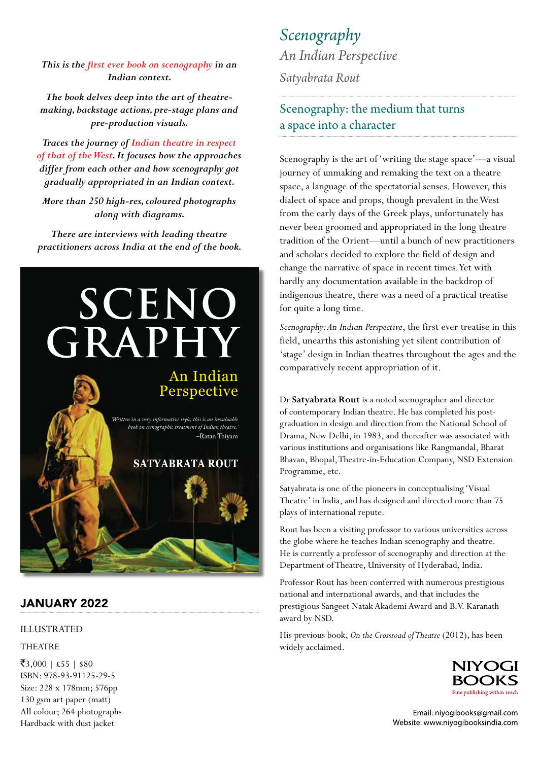*This is the first ever book on scenography in an Indian context.*

*The book delves deep into the art of theatre-making, backstage actions, pre-stage plans and pre-production visuals.*

*Traces the journey of Indian theatre in respect of that of the West. It focuses how the approaches differ from each other and how scenography got gradually appropriated in an Indian context.*

*More than 250 high-res, coloured photographs along with diagrams.*

*There are interviews with leading theatre practitioners across India at the end of the book.*

SCENOGRAPHY

An Indian Perspective

*'Written in a very informative style, this is an invaluable book on scenographic treatment of Indian theatre.'*
–Ratan Thiyam

SATYABRATA ROUT

**JANUARY 2022**

ILLUSTRATED

THEATRE

₹3,000 | £55 | $80
ISBN: 978-93-91125-29-5
Size: 228 x 178mm; 576pp
130 gsm art paper (matt)
All colour; 264 photographs
Hardback with dust jacket

# *Scenography*

*An Indian Perspective*

*Satyabrata Rout*

## Scenography: the medium that turns a space into a character

Scenography is the art of 'writing the stage space'—a visual journey of unmaking and remaking the text on a theatre space, a language of the spectatorial senses. However, this dialect of space and props, though prevalent in the West from the early days of the Greek plays, unfortunately has never been groomed and appropriated in the long theatre tradition of the Orient—until a bunch of new practitioners and scholars decided to explore the field of design and change the narrative of space in recent times. Yet with hardly any documentation available in the backdrop of indigenous theatre, there was a need of a practical treatise for quite a long time.

*Scenography: An Indian Perspective*, the first ever treatise in this field, unearths this astonishing yet silent contribution of 'stage' design in Indian theatres throughout the ages and the comparatively recent appropriation of it.

Dr **Satyabrata Rout** is a noted scenographer and director of contemporary Indian theatre. He has completed his post-graduation in design and direction from the National School of Drama, New Delhi, in 1983, and thereafter was associated with various institutions and organisations like Rangmandal, Bharat Bhavan, Bhopal, Theatre-in-Education Company, NSD Extension Programme, etc.

Satyabrata is one of the pioneers in conceptualising 'Visual Theatre' in India, and has designed and directed more than 75 plays of international repute.

Rout has been a visiting professor to various universities across the globe where he teaches Indian scenography and theatre. He is currently a professor of scenography and direction at the Department of Theatre, University of Hyderabad, India.

Professor Rout has been conferred with numerous prestigious national and international awards, and that includes the prestigious Sangeet Natak Akademi Award and B.V. Karanath award by NSD.

His previous book, *On the Crossroad of Theatre* (2012), has been widely acclaimed.

NIYOGI BOOKS
Fine publishing within reach

Email: niyogibooks@gmail.com
Website: www.niyogibooksindia.com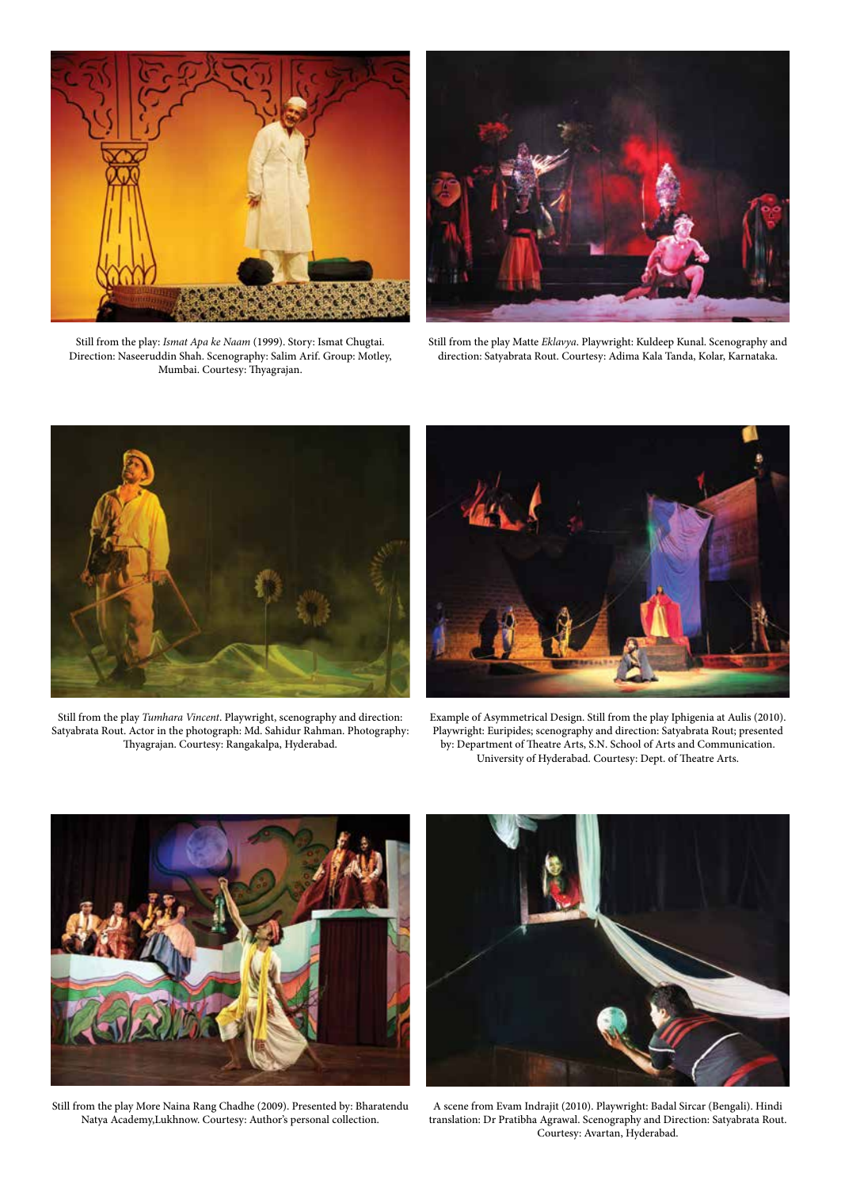Still from the play: *Ismat Apa ke Naam* (1999). Story: Ismat Chugtai. Direction: Naseeruddin Shah. Scenography: Salim Arif. Group: Motley, Mumbai. Courtesy: Thyagrajan.

Still from the play Matte *Eklavya*. Playwright: Kuldeep Kunal. Scenography and direction: Satyabrata Rout. Courtesy: Adima Kala Tanda, Kolar, Karnataka.

Still from the play *Tumhara Vincent*. Playwright, scenography and direction: Satyabrata Rout. Actor in the photograph: Md. Sahidur Rahman. Photography: Thyagrajan. Courtesy: Rangakalpa, Hyderabad.

Example of Asymmetrical Design. Still from the play Iphigenia at Aulis (2010). Playwright: Euripides; scenography and direction: Satyabrata Rout; presented by: Department of Theatre Arts, S.N. School of Arts and Communication. University of Hyderabad. Courtesy: Dept. of Theatre Arts.

Still from the play More Naina Rang Chadhe (2009). Presented by: Bharatendu Natya Academy,Lukhnow. Courtesy: Author's personal collection.

A scene from Evam Indrajit (2010). Playwright: Badal Sircar (Bengali). Hindi translation: Dr Pratibha Agrawal. Scenography and Direction: Satyabrata Rout. Courtesy: Avartan, Hyderabad.